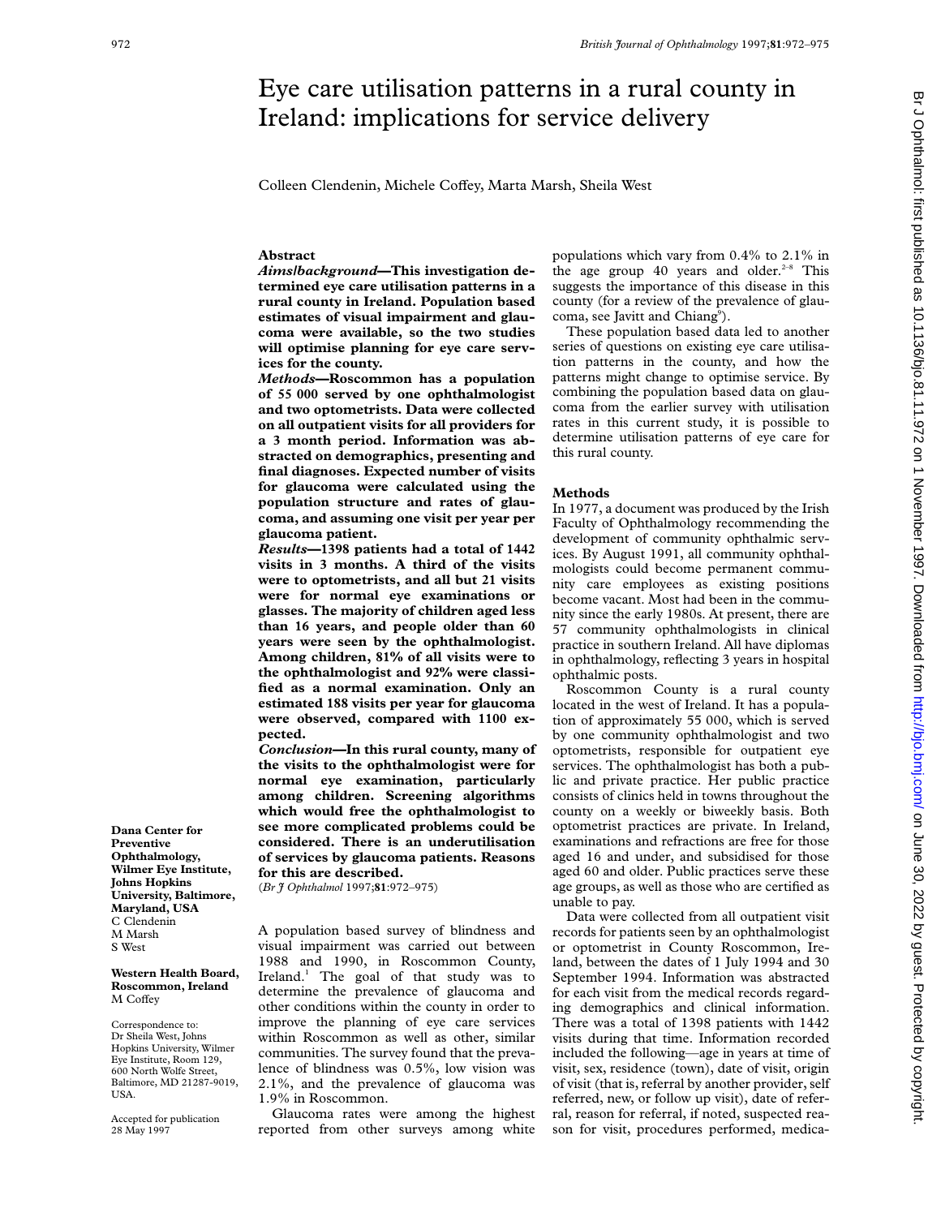# Eye care utilisation patterns in a rural county in Ireland: implications for service delivery

Colleen Clendenin, Michele Coffey, Marta Marsh, Sheila West

## Abstract

***Aims/background*—This investigation determined eye care utilisation patterns in a rural county in Ireland. Population based estimates of visual impairment and glaucoma were available, so the two studies will optimise planning for eye care services for the county.**

***Methods*—Roscommon has a population of 55 000 served by one ophthalmologist and two optometrists. Data were collected on all outpatient visits for all providers for a 3 month period. Information was abstracted on demographics, presenting and final diagnoses. Expected number of visits for glaucoma were calculated using the population structure and rates of glaucoma, and assuming one visit per year per glaucoma patient.**

***Results*—1398 patients had a total of 1442 visits in 3 months. A third of the visits were to optometrists, and all but 21 visits were for normal eye examinations or glasses. The majority of children aged less than 16 years, and people older than 60 years were seen by the ophthalmologist. Among children, 81% of all visits were to the ophthalmologist and 92% were classified as a normal examination. Only an estimated 188 visits per year for glaucoma were observed, compared with 1100 expected.**

***Conclusion*—In this rural county, many of the visits to the ophthalmologist were for normal eye examination, particularly among children. Screening algorithms which would free the ophthalmologist to see more complicated problems could be considered. There is an underutilisation of services by glaucoma patients. Reasons for this are described.**

(*Br J Ophthalmol* 1997;**81**:972–975)

**Dana Center for Preventive Ophthalmology, Wilmer Eye Institute, Johns Hopkins University, Baltimore, Maryland, USA**
C Clendenin
M Marsh
S West

**Western Health Board, Roscommon, Ireland**
M Coffey

Correspondence to: Dr Sheila West, Johns Hopkins University, Wilmer Eye Institute, Room 129, 600 North Wolfe Street, Baltimore, MD 21287-9019, USA.

Accepted for publication 28 May 1997

A population based survey of blindness and visual impairment was carried out between 1988 and 1990, in Roscommon County, Ireland.[1] The goal of that study was to determine the prevalence of glaucoma and other conditions within the county in order to improve the planning of eye care services within Roscommon as well as other, similar communities. The survey found that the prevalence of blindness was 0.5%, low vision was 2.1%, and the prevalence of glaucoma was 1.9% in Roscommon.

Glaucoma rates were among the highest reported from other surveys among white populations which vary from 0.4% to 2.1% in the age group 40 years and older.[2–8] This suggests the importance of this disease in this county (for a review of the prevalence of glaucoma, see Javitt and Chiang[9]).

These population based data led to another series of questions on existing eye care utilisation patterns in the county, and how the patterns might change to optimise service. By combining the population based data on glaucoma from the earlier survey with utilisation rates in this current study, it is possible to determine utilisation patterns of eye care for this rural county.

## Methods

In 1977, a document was produced by the Irish Faculty of Ophthalmology recommending the development of community ophthalmic services. By August 1991, all community ophthalmologists could become permanent community care employees as existing positions become vacant. Most had been in the community since the early 1980s. At present, there are 57 community ophthalmologists in clinical practice in southern Ireland. All have diplomas in ophthalmology, reflecting 3 years in hospital ophthalmic posts.

Roscommon County is a rural county located in the west of Ireland. It has a population of approximately 55 000, which is served by one community ophthalmologist and two optometrists, responsible for outpatient eye services. The ophthalmologist has both a public and private practice. Her public practice consists of clinics held in towns throughout the county on a weekly or biweekly basis. Both optometrist practices are private. In Ireland, examinations and refractions are free for those aged 16 and under, and subsidised for those aged 60 and older. Public practices serve these age groups, as well as those who are certified as unable to pay.

Data were collected from all outpatient visit records for patients seen by an ophthalmologist or optometrist in County Roscommon, Ireland, between the dates of 1 July 1994 and 30 September 1994. Information was abstracted for each visit from the medical records regarding demographics and clinical information. There was a total of 1398 patients with 1442 visits during that time. Information recorded included the following—age in years at time of visit, sex, residence (town), date of visit, origin of visit (that is, referral by another provider, self referred, new, or follow up visit), date of referral, reason for referral, if noted, suspected reason for visit, procedures performed, medica-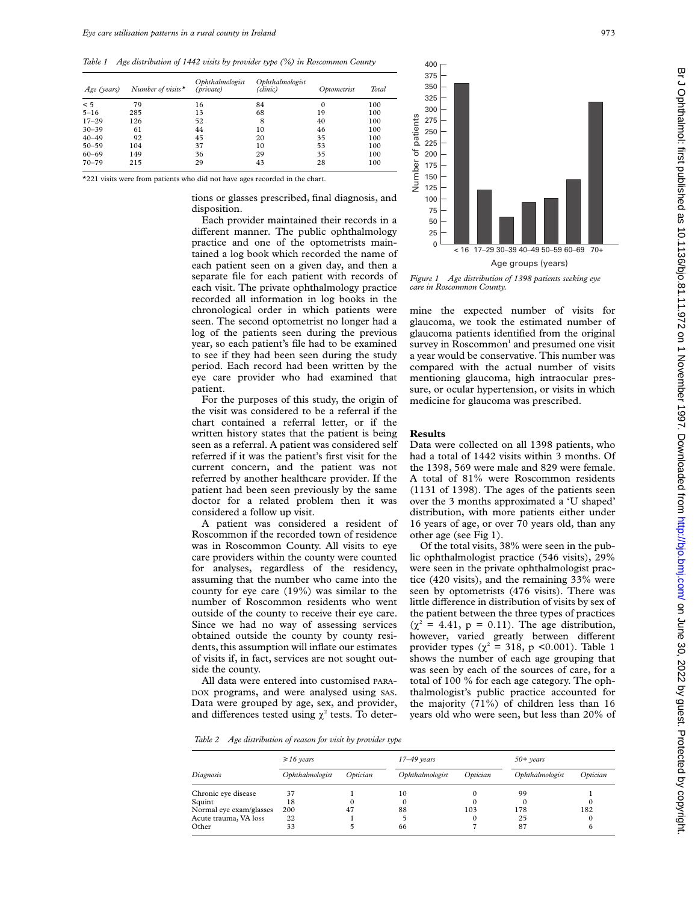*Table 1 Age distribution of 1442 visits by provider type (%) in Roscommon County*

| Age (years) | Number of visits* | Ophthalmologist (private) | Ophthalmologist (clinic) | Optometrist | Total |
|---|---|---|---|---|---|
| < 5 | 79 | 16 | 84 | 0 | 100 |
| 5–16 | 285 | 13 | 68 | 19 | 100 |
| 17–29 | 126 | 52 | 8 | 40 | 100 |
| 30–39 | 61 | 44 | 10 | 46 | 100 |
| 40–49 | 92 | 45 | 20 | 35 | 100 |
| 50–59 | 104 | 37 | 10 | 53 | 100 |
| 60–69 | 149 | 36 | 29 | 35 | 100 |
| 70–79 | 215 | 29 | 43 | 28 | 100 |

*221 visits were from patients who did not have ages recorded in the chart.

tions or glasses prescribed, final diagnosis, and disposition.

Each provider maintained their records in a different manner. The public ophthalmology practice and one of the optometrists maintained a log book which recorded the name of each patient seen on a given day, and then a separate file for each patient with records of each visit. The private ophthalmology practice recorded all information in log books in the chronological order in which patients were seen. The second optometrist no longer had a log of the patients seen during the previous year, so each patient's file had to be examined to see if they had been seen during the study period. Each record had been written by the eye care provider who had examined that patient.

For the purposes of this study, the origin of the visit was considered to be a referral if the chart contained a referral letter, or if the written history states that the patient is being seen as a referral. A patient was considered self referred if it was the patient's first visit for the current concern, and the patient was not referred by another healthcare provider. If the patient had been seen previously by the same doctor for a related problem then it was considered a follow up visit.

A patient was considered a resident of Roscommon if the recorded town of residence was in Roscommon County. All visits to eye care providers within the county were counted for analyses, regardless of the residency, assuming that the number who came into the county for eye care (19%) was similar to the number of Roscommon residents who went outside of the county to receive their eye care. Since we had no way of assessing services obtained outside the county by county residents, this assumption will inflate our estimates of visits if, in fact, services are not sought outside the county.

All data were entered into customised PARADOX programs, and were analysed using SAS. Data were grouped by age, sex, and provider, and differences tested using $\chi^2$ tests. To determine the expected number of visits for glaucoma, we took the estimated number of glaucoma patients identified from the original survey in Roscommon[1] and presumed one visit a year would be conservative. This number was compared with the actual number of visits mentioning glaucoma, high intraocular pressure, or ocular hypertension, or visits in which medicine for glaucoma was prescribed.

*Figure 1 Age distribution of 1398 patients seeking eye care in Roscommon County.*

## Results

Data were collected on all 1398 patients, who had a total of 1442 visits within 3 months. Of the 1398, 569 were male and 829 were female. A total of 81% were Roscommon residents (1131 of 1398). The ages of the patients seen over the 3 months approximated a 'U shaped' distribution, with more patients either under 16 years of age, or over 70 years old, than any other age (see Fig 1).

Of the total visits, 38% were seen in the public ophthalmologist practice (546 visits), 29% were seen in the private ophthalmologist practice (420 visits), and the remaining 33% were seen by optometrists (476 visits). There was little difference in distribution of visits by sex of the patient between the three types of practices ($\chi^2$ = 4.41, p = 0.11). The age distribution, however, varied greatly between different provider types ($\chi^2$ = 318, p <0.001). Table 1 shows the number of each age grouping that was seen by each of the sources of care, for a total of 100 % for each age category. The ophthalmologist's public practice accounted for the majority (71%) of children less than 16 years old who were seen, but less than 20% of

*Table 2 Age distribution of reason for visit by provider type*

| Diagnosis | ≥16 years | | 17–49 years | | 50+ years | |
|---|---|---|---|---|---|---|
| | Ophthalmologist | Optician | Ophthalmologist | Optician | Ophthalmologist | Optician |
| Chronic eye disease | 37 | 1 | 10 | 0 | 99 | 1 |
| Squint | 18 | 0 | 0 | 0 | 0 | 0 |
| Normal eye exam/glasses | 200 | 47 | 88 | 103 | 178 | 182 |
| Acute trauma, VA loss | 22 | 1 | 5 | 0 | 25 | 0 |
| Other | 33 | 5 | 66 | 7 | 87 | 6 |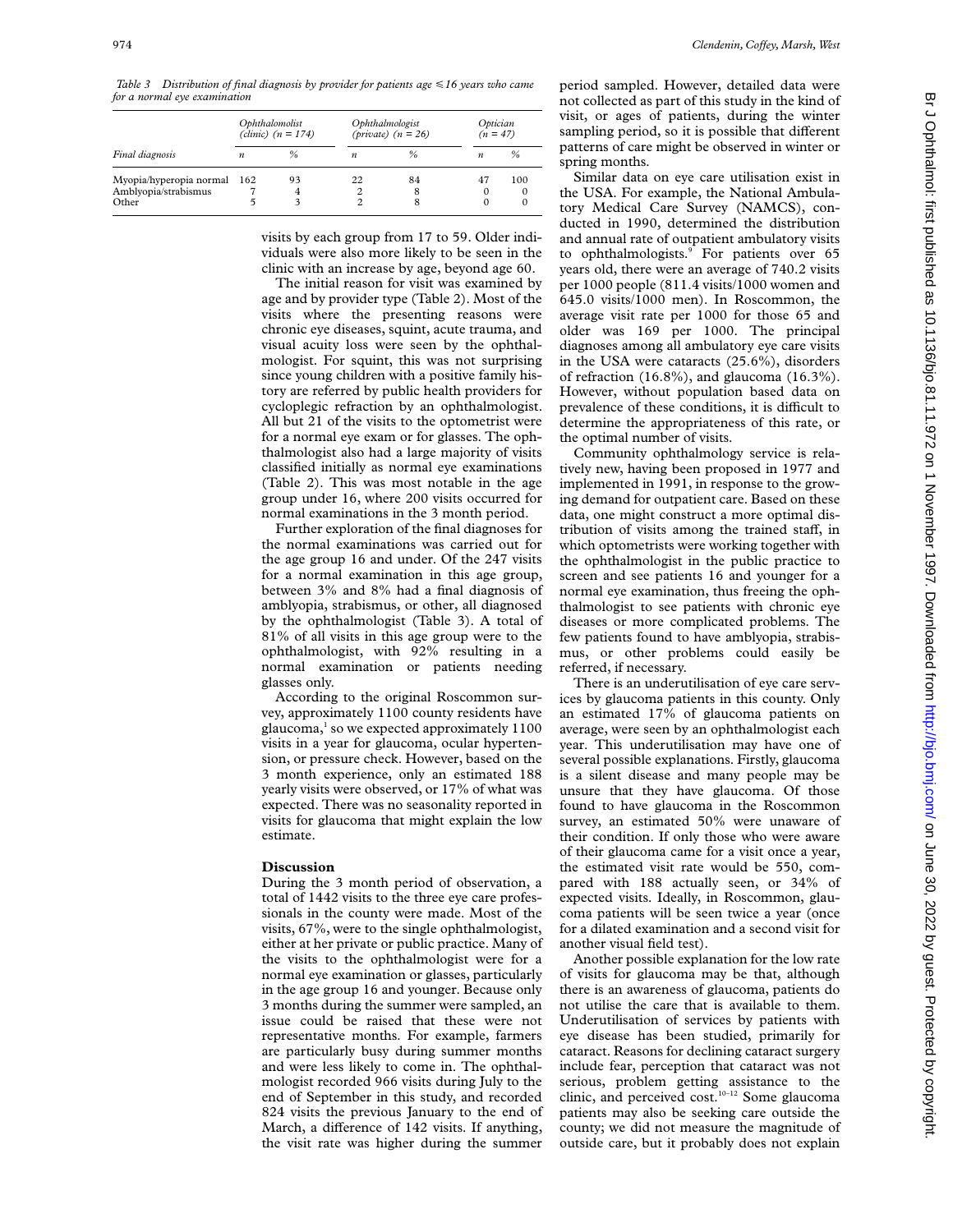*Table 3 Distribution of final diagnosis by provider for patients age ≤16 years who came for a normal eye examination*

| Final diagnosis | Ophthalomolist (clinic) (n = 174) | | Ophthalmologist (private) (n = 26) | | Optician (n = 47) | |
|---|---|---|---|---|---|---|
| | n | % | n | % | n | % |
| Myopia/hyperopia normal | 162 | 93 | 22 | 84 | 47 | 100 |
| Amblyopia/strabismus | 7 | 4 | 2 | 8 | 0 | 0 |
| Other | 5 | 3 | 2 | 8 | 0 | 0 |

visits by each group from 17 to 59. Older individuals were also more likely to be seen in the clinic with an increase by age, beyond age 60.

The initial reason for visit was examined by age and by provider type (Table 2). Most of the visits where the presenting reasons were chronic eye diseases, squint, acute trauma, and visual acuity loss were seen by the ophthalmologist. For squint, this was not surprising since young children with a positive family history are referred by public health providers for cycloplegic refraction by an ophthalmologist. All but 21 of the visits to the optometrist were for a normal eye exam or for glasses. The ophthalmologist also had a large majority of visits classified initially as normal eye examinations (Table 2). This was most notable in the age group under 16, where 200 visits occurred for normal examinations in the 3 month period.

Further exploration of the final diagnoses for the normal examinations was carried out for the age group 16 and under. Of the 247 visits for a normal examination in this age group, between 3% and 8% had a final diagnosis of amblyopia, strabismus, or other, all diagnosed by the ophthalmologist (Table 3). A total of 81% of all visits in this age group were to the ophthalmologist, with 92% resulting in a normal examination or patients needing glasses only.

According to the original Roscommon survey, approximately 1100 county residents have glaucoma,[1] so we expected approximately 1100 visits in a year for glaucoma, ocular hypertension, or pressure check. However, based on the 3 month experience, only an estimated 188 yearly visits were observed, or 17% of what was expected. There was no seasonality reported in visits for glaucoma that might explain the low estimate.

## Discussion

During the 3 month period of observation, a total of 1442 visits to the three eye care professionals in the county were made. Most of the visits, 67%, were to the single ophthalmologist, either at her private or public practice. Many of the visits to the ophthalmologist were for a normal eye examination or glasses, particularly in the age group 16 and younger. Because only 3 months during the summer were sampled, an issue could be raised that these were not representative months. For example, farmers are particularly busy during summer months and were less likely to come in. The ophthalmologist recorded 966 visits during July to the end of September in this study, and recorded 824 visits the previous January to the end of March, a difference of 142 visits. If anything, the visit rate was higher during the summer period sampled. However, detailed data were not collected as part of this study in the kind of visit, or ages of patients, during the winter sampling period, so it is possible that different patterns of care might be observed in winter or spring months.

Similar data on eye care utilisation exist in the USA. For example, the National Ambulatory Medical Care Survey (NAMCS), conducted in 1990, determined the distribution and annual rate of outpatient ambulatory visits to ophthalmologists.[9] For patients over 65 years old, there were an average of 740.2 visits per 1000 people (811.4 visits/1000 women and 645.0 visits/1000 men). In Roscommon, the average visit rate per 1000 for those 65 and older was 169 per 1000. The principal diagnoses among all ambulatory eye care visits in the USA were cataracts (25.6%), disorders of refraction (16.8%), and glaucoma (16.3%). However, without population based data on prevalence of these conditions, it is difficult to determine the appropriateness of this rate, or the optimal number of visits.

Community ophthalmology service is relatively new, having been proposed in 1977 and implemented in 1991, in response to the growing demand for outpatient care. Based on these data, one might construct a more optimal distribution of visits among the trained staff, in which optometrists were working together with the ophthalmologist in the public practice to screen and see patients 16 and younger for a normal eye examination, thus freeing the ophthalmologist to see patients with chronic eye diseases or more complicated problems. The few patients found to have amblyopia, strabismus, or other problems could easily be referred, if necessary.

There is an underutilisation of eye care services by glaucoma patients in this county. Only an estimated 17% of glaucoma patients on average, were seen by an ophthalmologist each year. This underutilisation may have one of several possible explanations. Firstly, glaucoma is a silent disease and many people may be unsure that they have glaucoma. Of those found to have glaucoma in the Roscommon survey, an estimated 50% were unaware of their condition. If only those who were aware of their glaucoma came for a visit once a year, the estimated visit rate would be 550, compared with 188 actually seen, or 34% of expected visits. Ideally, in Roscommon, glaucoma patients will be seen twice a year (once for a dilated examination and a second visit for another visual field test).

Another possible explanation for the low rate of visits for glaucoma may be that, although there is an awareness of glaucoma, patients do not utilise the care that is available to them. Underutilisation of services by patients with eye disease has been studied, primarily for cataract. Reasons for declining cataract surgery include fear, perception that cataract was not serious, problem getting assistance to the clinic, and perceived cost.[10–12] Some glaucoma patients may also be seeking care outside the county; we did not measure the magnitude of outside care, but it probably does not explain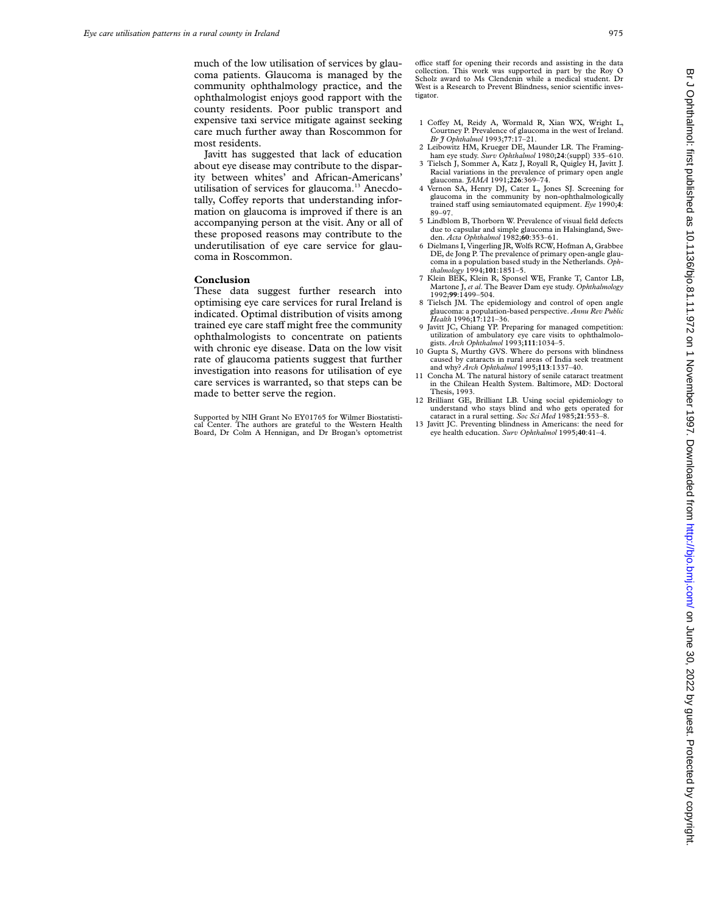much of the low utilisation of services by glaucoma patients. Glaucoma is managed by the community ophthalmology practice, and the ophthalmologist enjoys good rapport with the county residents. Poor public transport and expensive taxi service mitigate against seeking care much further away than Roscommon for most residents.

Javitt has suggested that lack of education about eye disease may contribute to the disparity between whites' and African-Americans' utilisation of services for glaucoma.[13] Anecdotally, Coffey reports that understanding information on glaucoma is improved if there is an accompanying person at the visit. Any or all of these proposed reasons may contribute to the underutilisation of eye care service for glaucoma in Roscommon.

## Conclusion

These data suggest further research into optimising eye care services for rural Ireland is indicated. Optimal distribution of visits among trained eye care staff might free the community ophthalmologists to concentrate on patients with chronic eye disease. Data on the low visit rate of glaucoma patients suggest that further investigation into reasons for utilisation of eye care services is warranted, so that steps can be made to better serve the region.

Supported by NIH Grant No EY01765 for Wilmer Biostatistical Center. The authors are grateful to the Western Health Board, Dr Colm A Hennigan, and Dr Brogan's optometrist office staff for opening their records and assisting in the data collection. This work was supported in part by the Roy O Scholz award to Ms Clendenin while a medical student. Dr West is a Research to Prevent Blindness, senior scientific investigator.

1 Coffey M, Reidy A, Wormald R, Xian WX, Wright L, Courtney P. Prevalence of glaucoma in the west of Ireland. *Br J Ophthalmol* 1993;**77**:17–21.
2 Leibowitz HM, Krueger DE, Maunder LR. The Framingham eye study. *Surv Ophthalmol* 1980;**24**:(suppl) 335–610.
3 Tielsch J, Sommer A, Katz J, Royall R, Quigley H, Javitt J. Racial variations in the prevalence of primary open angle glaucoma. *JAMA* 1991;**226**:369–74.
4 Vernon SA, Henry DJ, Cater L, Jones SJ. Screening for glaucoma in the community by non-ophthalmologically trained staff using semiautomated equipment. *Eye* 1990;**4**: 89–97.
5 Lindblom B, Thorborn W. Prevalence of visual field defects due to capsular and simple glaucoma in Halsingland, Sweden. *Acta Ophthalmol* 1982;**60**:353–61.
6 Dielmans I, Vingerling JR, Wolfs RCW, Hofman A, Grabbee DE, de Jong P. The prevalence of primary open-angle glaucoma in a population based study in the Netherlands. *Ophthalmology* 1994;**101**:1851–5.
7 Klein BEK, Klein R, Sponsel WE, Franke T, Cantor LB, Martone J, *et al*. The Beaver Dam eye study. *Ophthalmology* 1992;**99**:1499–504.
8 Tielsch JM. The epidemiology and control of open angle glaucoma: a population-based perspective. *Annu Rev Public Health* 1996;**17**:121–36.
9 Javitt JC, Chiang YP. Preparing for managed competition: utilization of ambulatory eye care visits to ophthalmologists. *Arch Ophthalmol* 1993;**111**:1034–5.
10 Gupta S, Murthy GVS. Where do persons with blindness caused by cataracts in rural areas of India seek treatment and why? *Arch Ophthalmol* 1995;**113**:1337–40.
11 Concha M. The natural history of senile cataract treatment in the Chilean Health System. Baltimore, MD: Doctoral Thesis, 1993.
12 Brilliant GE, Brilliant LB. Using social epidemiology to understand who stays blind and who gets operated for cataract in a rural setting. *Soc Sci Med* 1985;**21**:553–8.
13 Javitt JC. Preventing blindness in Americans: the need for eye health education. *Surv Ophthalmol* 1995;**40**:41–4.